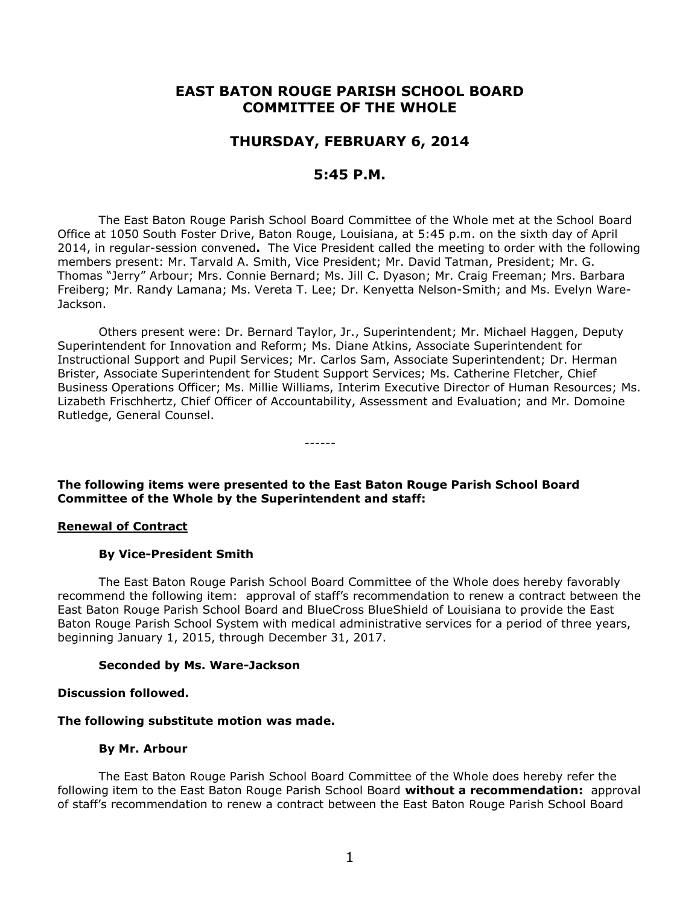# EAST BATON ROUGE PARISH SCHOOL BOARD COMMITTEE OF THE WHOLE

## THURSDAY, FEBRUARY 6, 2014

## 5:45 P.M.

The East Baton Rouge Parish School Board Committee of the Whole met at the School Board Office at 1050 South Foster Drive, Baton Rouge, Louisiana, at 5:45 p.m. on the sixth day of April 2014, in regular-session convened**.** The Vice President called the meeting to order with the following members present: Mr. Tarvald A. Smith, Vice President; Mr. David Tatman, President; Mr. G. Thomas "Jerry" Arbour; Mrs. Connie Bernard; Ms. Jill C. Dyason; Mr. Craig Freeman; Mrs. Barbara Freiberg; Mr. Randy Lamana; Ms. Vereta T. Lee; Dr. Kenyetta Nelson-Smith; and Ms. Evelyn Ware-Jackson.

Others present were: Dr. Bernard Taylor, Jr., Superintendent; Mr. Michael Haggen, Deputy Superintendent for Innovation and Reform; Ms. Diane Atkins, Associate Superintendent for Instructional Support and Pupil Services; Mr. Carlos Sam, Associate Superintendent; Dr. Herman Brister, Associate Superintendent for Student Support Services; Ms. Catherine Fletcher, Chief Business Operations Officer; Ms. Millie Williams, Interim Executive Director of Human Resources; Ms. Lizabeth Frischhertz, Chief Officer of Accountability, Assessment and Evaluation; and Mr. Domoine Rutledge, General Counsel.

------

**The following items were presented to the East Baton Rouge Parish School Board Committee of the Whole by the Superintendent and staff:**

**Renewal of Contract**

**By Vice-President Smith**

The East Baton Rouge Parish School Board Committee of the Whole does hereby favorably recommend the following item: approval of staff's recommendation to renew a contract between the East Baton Rouge Parish School Board and BlueCross BlueShield of Louisiana to provide the East Baton Rouge Parish School System with medical administrative services for a period of three years, beginning January 1, 2015, through December 31, 2017.

**Seconded by Ms. Ware-Jackson**

**Discussion followed.**

**The following substitute motion was made.**

**By Mr. Arbour**

The East Baton Rouge Parish School Board Committee of the Whole does hereby refer the following item to the East Baton Rouge Parish School Board **without a recommendation:** approval of staff's recommendation to renew a contract between the East Baton Rouge Parish School Board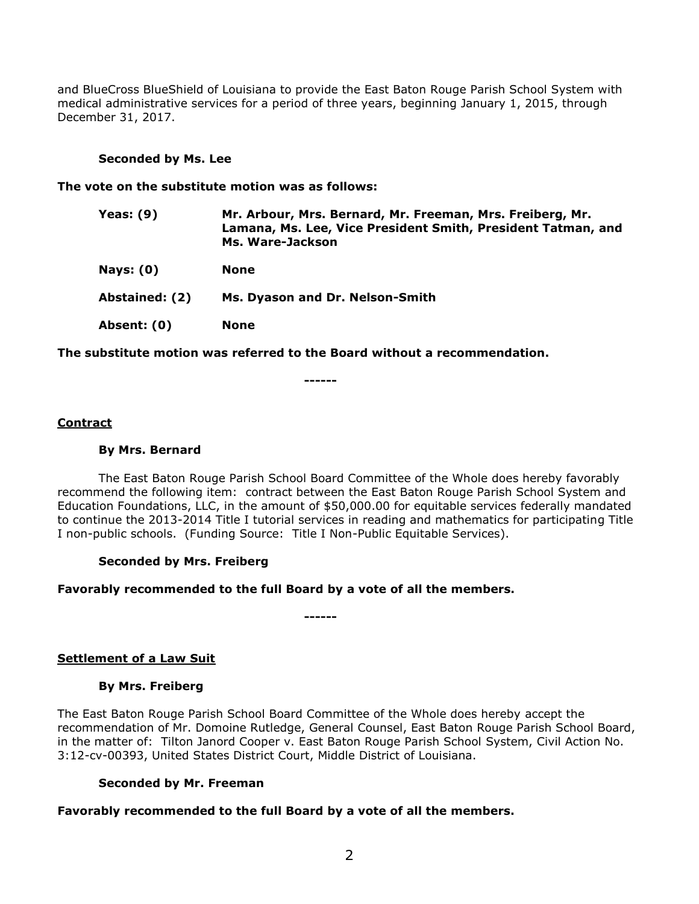and BlueCross BlueShield of Louisiana to provide the East Baton Rouge Parish School System with medical administrative services for a period of three years, beginning January 1, 2015, through December 31, 2017.

**Seconded by Ms. Lee**

**The vote on the substitute motion was as follows:**

| | |
|---|---|
| **Yeas: (9)** | **Mr. Arbour, Mrs. Bernard, Mr. Freeman, Mrs. Freiberg, Mr. Lamana, Ms. Lee, Vice President Smith, President Tatman, and Ms. Ware-Jackson** |
| **Nays: (0)** | **None** |
| **Abstained: (2)** | **Ms. Dyason and Dr. Nelson-Smith** |
| **Absent: (0)** | **None** |

**The substitute motion was referred to the Board without a recommendation.**

------

**Contract**

**By Mrs. Bernard**

The East Baton Rouge Parish School Board Committee of the Whole does hereby favorably recommend the following item: contract between the East Baton Rouge Parish School System and Education Foundations, LLC, in the amount of $50,000.00 for equitable services federally mandated to continue the 2013-2014 Title I tutorial services in reading and mathematics for participating Title I non-public schools. (Funding Source: Title I Non-Public Equitable Services).

**Seconded by Mrs. Freiberg**

**Favorably recommended to the full Board by a vote of all the members.**

------

**Settlement of a Law Suit**

**By Mrs. Freiberg**

The East Baton Rouge Parish School Board Committee of the Whole does hereby accept the recommendation of Mr. Domoine Rutledge, General Counsel, East Baton Rouge Parish School Board, in the matter of: Tilton Janord Cooper v. East Baton Rouge Parish School System, Civil Action No. 3:12-cv-00393, United States District Court, Middle District of Louisiana.

**Seconded by Mr. Freeman**

**Favorably recommended to the full Board by a vote of all the members.**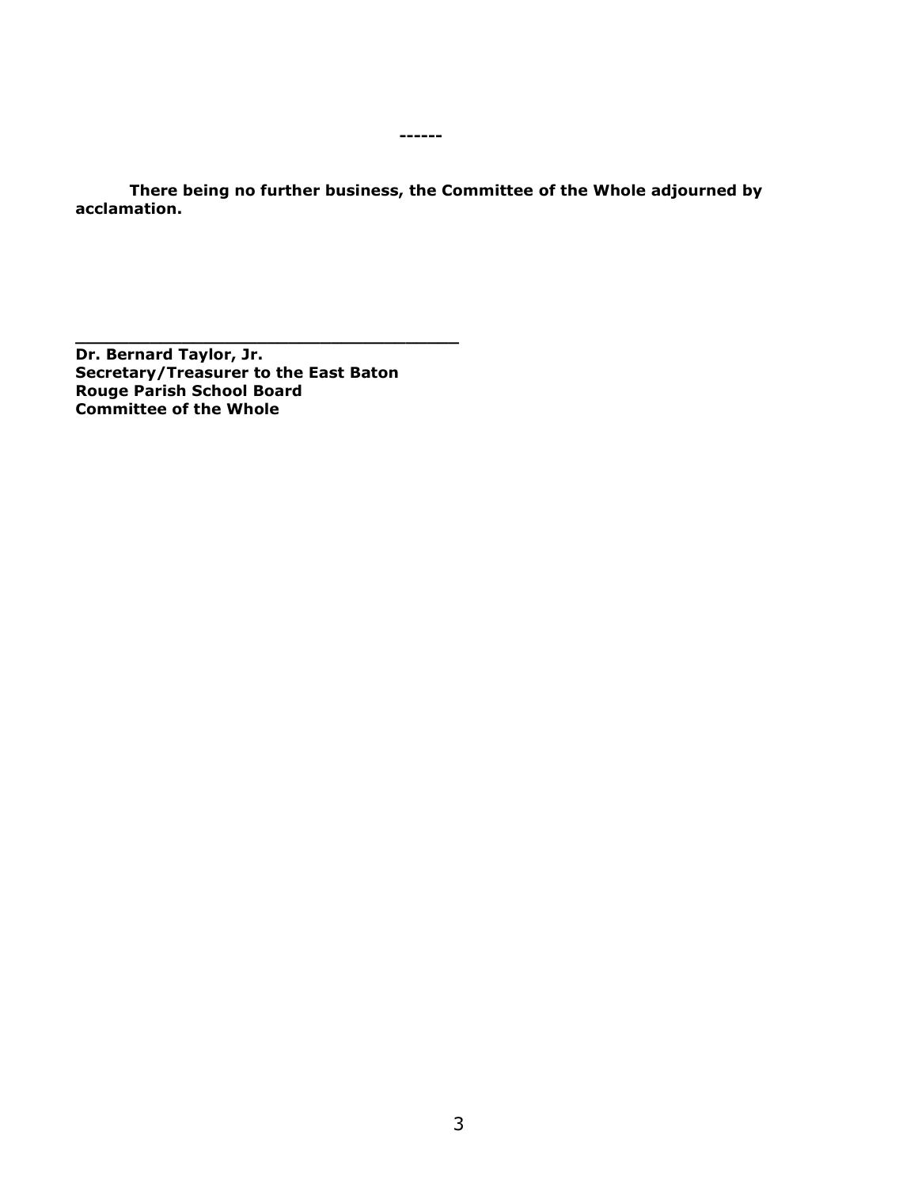------

**There being no further business, the Committee of the Whole adjourned by acclamation.**

\_\_\_\_\_\_\_\_\_\_\_\_\_\_\_\_\_\_\_\_\_\_\_\_\_\_\_\_\_\_\_\_\_\_\_\_\_\_

**Dr. Bernard Taylor, Jr.**
**Secretary/Treasurer to the East Baton Rouge Parish School Board**
**Committee of the Whole**